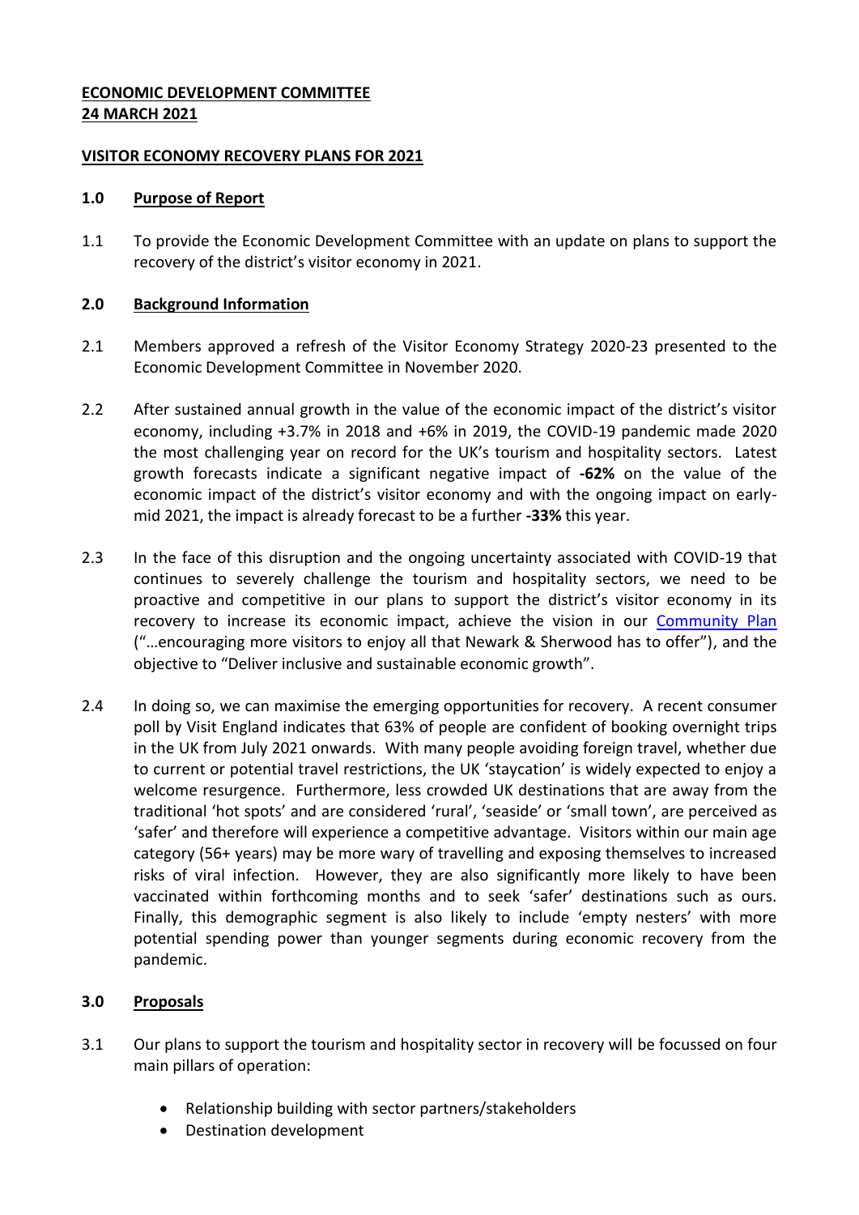**ECONOMIC DEVELOPMENT COMMITTEE**
**24 MARCH 2021**

**VISITOR ECONOMY RECOVERY PLANS FOR 2021**

## 1.0 Purpose of Report

1.1 To provide the Economic Development Committee with an update on plans to support the recovery of the district's visitor economy in 2021.

## 2.0 Background Information

2.1 Members approved a refresh of the Visitor Economy Strategy 2020-23 presented to the Economic Development Committee in November 2020.

2.2 After sustained annual growth in the value of the economic impact of the district's visitor economy, including +3.7% in 2018 and +6% in 2019, the COVID-19 pandemic made 2020 the most challenging year on record for the UK's tourism and hospitality sectors. Latest growth forecasts indicate a significant negative impact of **-62%** on the value of the economic impact of the district's visitor economy and with the ongoing impact on early-mid 2021, the impact is already forecast to be a further **-33%** this year.

2.3 In the face of this disruption and the ongoing uncertainty associated with COVID-19 that continues to severely challenge the tourism and hospitality sectors, we need to be proactive and competitive in our plans to support the district's visitor economy in its recovery to increase its economic impact, achieve the vision in our Community Plan ("…encouraging more visitors to enjoy all that Newark & Sherwood has to offer"), and the objective to "Deliver inclusive and sustainable economic growth".

2.4 In doing so, we can maximise the emerging opportunities for recovery. A recent consumer poll by Visit England indicates that 63% of people are confident of booking overnight trips in the UK from July 2021 onwards. With many people avoiding foreign travel, whether due to current or potential travel restrictions, the UK 'staycation' is widely expected to enjoy a welcome resurgence. Furthermore, less crowded UK destinations that are away from the traditional 'hot spots' and are considered 'rural', 'seaside' or 'small town', are perceived as 'safer' and therefore will experience a competitive advantage. Visitors within our main age category (56+ years) may be more wary of travelling and exposing themselves to increased risks of viral infection. However, they are also significantly more likely to have been vaccinated within forthcoming months and to seek 'safer' destinations such as ours. Finally, this demographic segment is also likely to include 'empty nesters' with more potential spending power than younger segments during economic recovery from the pandemic.

## 3.0 Proposals

3.1 Our plans to support the tourism and hospitality sector in recovery will be focussed on four main pillars of operation:

- Relationship building with sector partners/stakeholders
- Destination development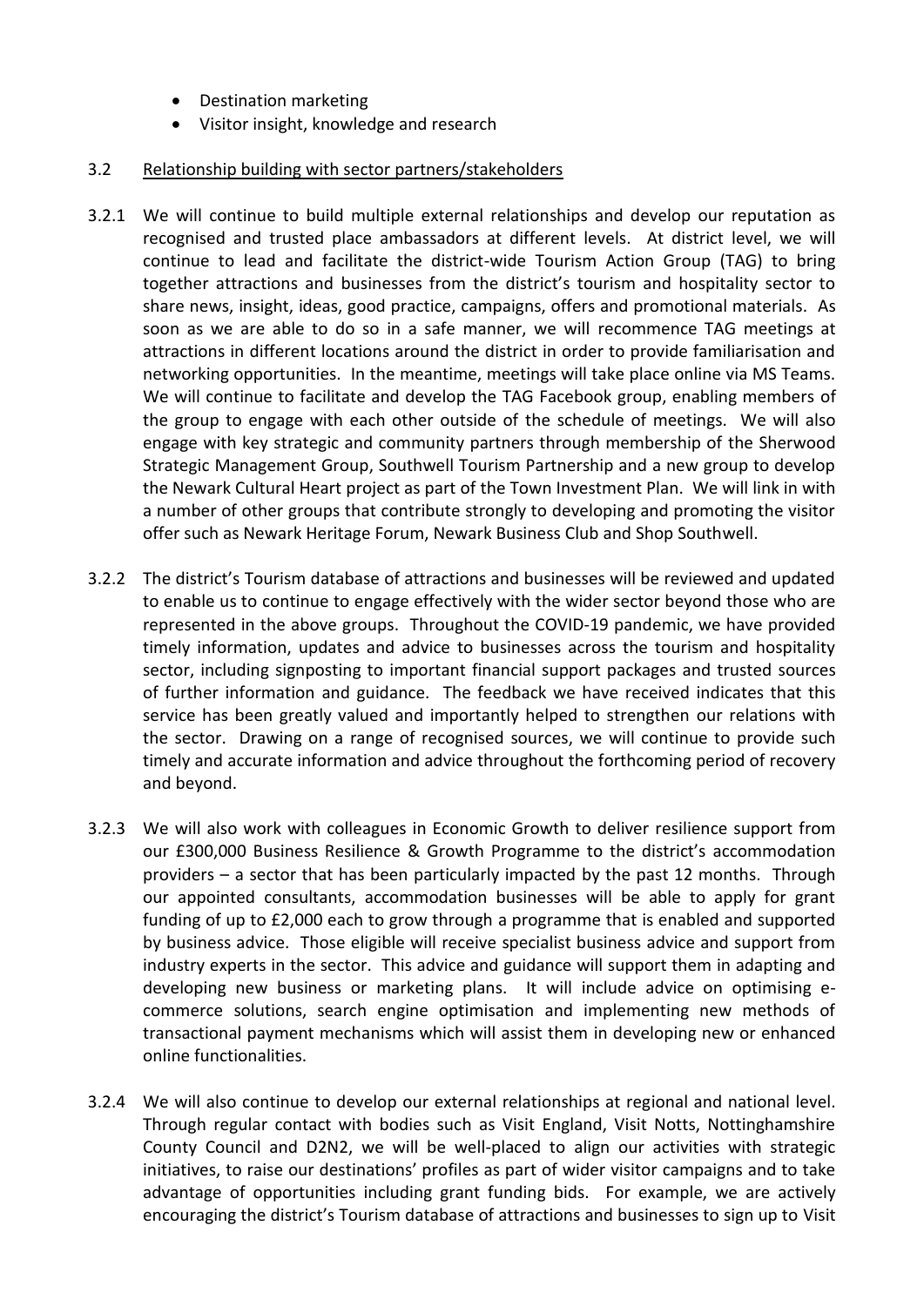- Destination marketing
- Visitor insight, knowledge and research

3.2 Relationship building with sector partners/stakeholders

3.2.1 We will continue to build multiple external relationships and develop our reputation as recognised and trusted place ambassadors at different levels. At district level, we will continue to lead and facilitate the district-wide Tourism Action Group (TAG) to bring together attractions and businesses from the district's tourism and hospitality sector to share news, insight, ideas, good practice, campaigns, offers and promotional materials. As soon as we are able to do so in a safe manner, we will recommence TAG meetings at attractions in different locations around the district in order to provide familiarisation and networking opportunities. In the meantime, meetings will take place online via MS Teams. We will continue to facilitate and develop the TAG Facebook group, enabling members of the group to engage with each other outside of the schedule of meetings. We will also engage with key strategic and community partners through membership of the Sherwood Strategic Management Group, Southwell Tourism Partnership and a new group to develop the Newark Cultural Heart project as part of the Town Investment Plan. We will link in with a number of other groups that contribute strongly to developing and promoting the visitor offer such as Newark Heritage Forum, Newark Business Club and Shop Southwell.

3.2.2 The district's Tourism database of attractions and businesses will be reviewed and updated to enable us to continue to engage effectively with the wider sector beyond those who are represented in the above groups. Throughout the COVID-19 pandemic, we have provided timely information, updates and advice to businesses across the tourism and hospitality sector, including signposting to important financial support packages and trusted sources of further information and guidance. The feedback we have received indicates that this service has been greatly valued and importantly helped to strengthen our relations with the sector. Drawing on a range of recognised sources, we will continue to provide such timely and accurate information and advice throughout the forthcoming period of recovery and beyond.

3.2.3 We will also work with colleagues in Economic Growth to deliver resilience support from our £300,000 Business Resilience & Growth Programme to the district's accommodation providers – a sector that has been particularly impacted by the past 12 months. Through our appointed consultants, accommodation businesses will be able to apply for grant funding of up to £2,000 each to grow through a programme that is enabled and supported by business advice. Those eligible will receive specialist business advice and support from industry experts in the sector. This advice and guidance will support them in adapting and developing new business or marketing plans. It will include advice on optimising e-commerce solutions, search engine optimisation and implementing new methods of transactional payment mechanisms which will assist them in developing new or enhanced online functionalities.

3.2.4 We will also continue to develop our external relationships at regional and national level. Through regular contact with bodies such as Visit England, Visit Notts, Nottinghamshire County Council and D2N2, we will be well-placed to align our activities with strategic initiatives, to raise our destinations' profiles as part of wider visitor campaigns and to take advantage of opportunities including grant funding bids. For example, we are actively encouraging the district's Tourism database of attractions and businesses to sign up to Visit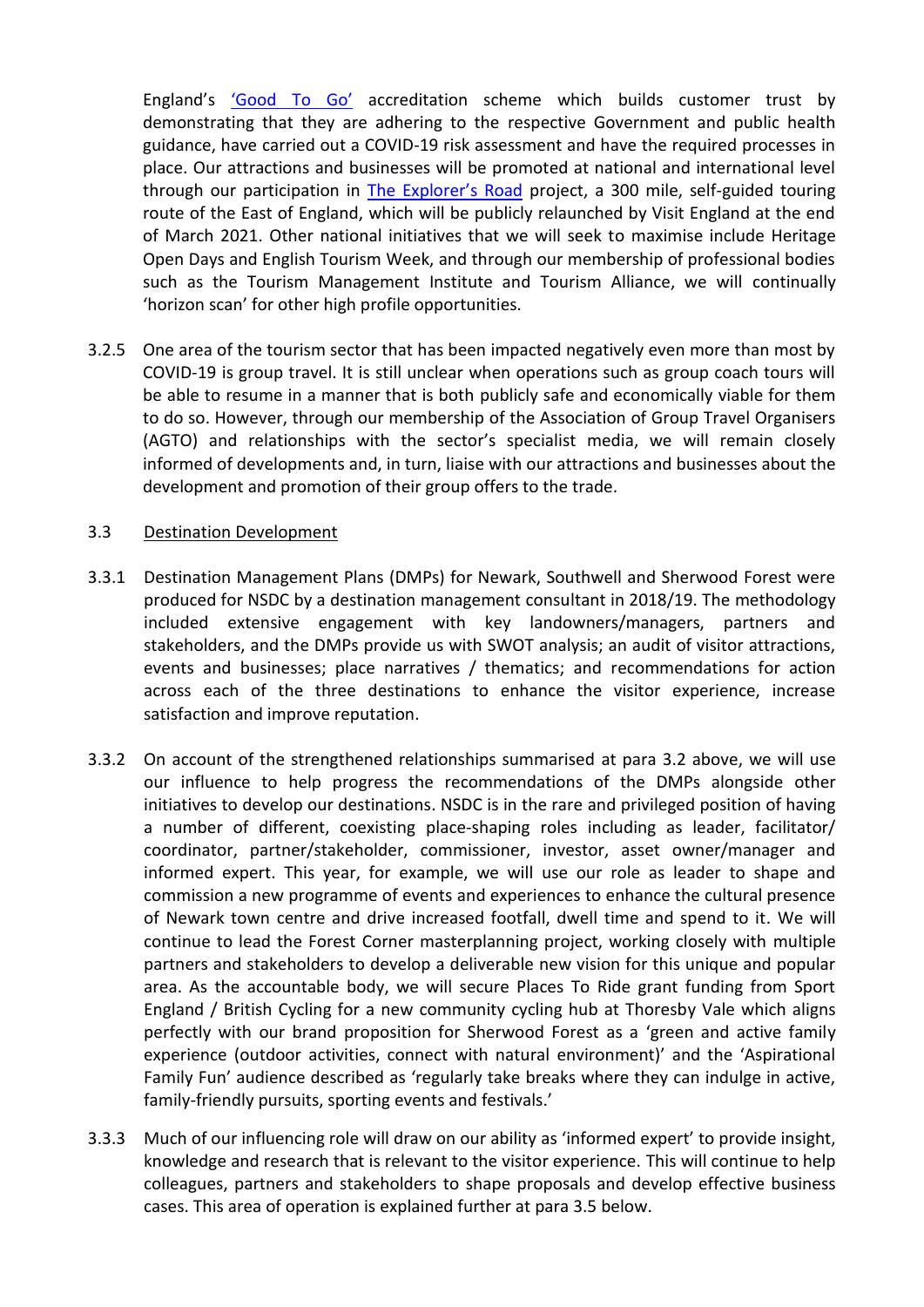England's 'Good To Go' accreditation scheme which builds customer trust by demonstrating that they are adhering to the respective Government and public health guidance, have carried out a COVID-19 risk assessment and have the required processes in place. Our attractions and businesses will be promoted at national and international level through our participation in The Explorer's Road project, a 300 mile, self-guided touring route of the East of England, which will be publicly relaunched by Visit England at the end of March 2021. Other national initiatives that we will seek to maximise include Heritage Open Days and English Tourism Week, and through our membership of professional bodies such as the Tourism Management Institute and Tourism Alliance, we will continually 'horizon scan' for other high profile opportunities.

3.2.5 One area of the tourism sector that has been impacted negatively even more than most by COVID-19 is group travel. It is still unclear when operations such as group coach tours will be able to resume in a manner that is both publicly safe and economically viable for them to do so. However, through our membership of the Association of Group Travel Organisers (AGTO) and relationships with the sector's specialist media, we will remain closely informed of developments and, in turn, liaise with our attractions and businesses about the development and promotion of their group offers to the trade.

3.3 Destination Development

3.3.1 Destination Management Plans (DMPs) for Newark, Southwell and Sherwood Forest were produced for NSDC by a destination management consultant in 2018/19. The methodology included extensive engagement with key landowners/managers, partners and stakeholders, and the DMPs provide us with SWOT analysis; an audit of visitor attractions, events and businesses; place narratives / thematics; and recommendations for action across each of the three destinations to enhance the visitor experience, increase satisfaction and improve reputation.

3.3.2 On account of the strengthened relationships summarised at para 3.2 above, we will use our influence to help progress the recommendations of the DMPs alongside other initiatives to develop our destinations. NSDC is in the rare and privileged position of having a number of different, coexisting place-shaping roles including as leader, facilitator/ coordinator, partner/stakeholder, commissioner, investor, asset owner/manager and informed expert. This year, for example, we will use our role as leader to shape and commission a new programme of events and experiences to enhance the cultural presence of Newark town centre and drive increased footfall, dwell time and spend to it. We will continue to lead the Forest Corner masterplanning project, working closely with multiple partners and stakeholders to develop a deliverable new vision for this unique and popular area. As the accountable body, we will secure Places To Ride grant funding from Sport England / British Cycling for a new community cycling hub at Thoresby Vale which aligns perfectly with our brand proposition for Sherwood Forest as a 'green and active family experience (outdoor activities, connect with natural environment)' and the 'Aspirational Family Fun' audience described as 'regularly take breaks where they can indulge in active, family-friendly pursuits, sporting events and festivals.'

3.3.3 Much of our influencing role will draw on our ability as 'informed expert' to provide insight, knowledge and research that is relevant to the visitor experience. This will continue to help colleagues, partners and stakeholders to shape proposals and develop effective business cases. This area of operation is explained further at para 3.5 below.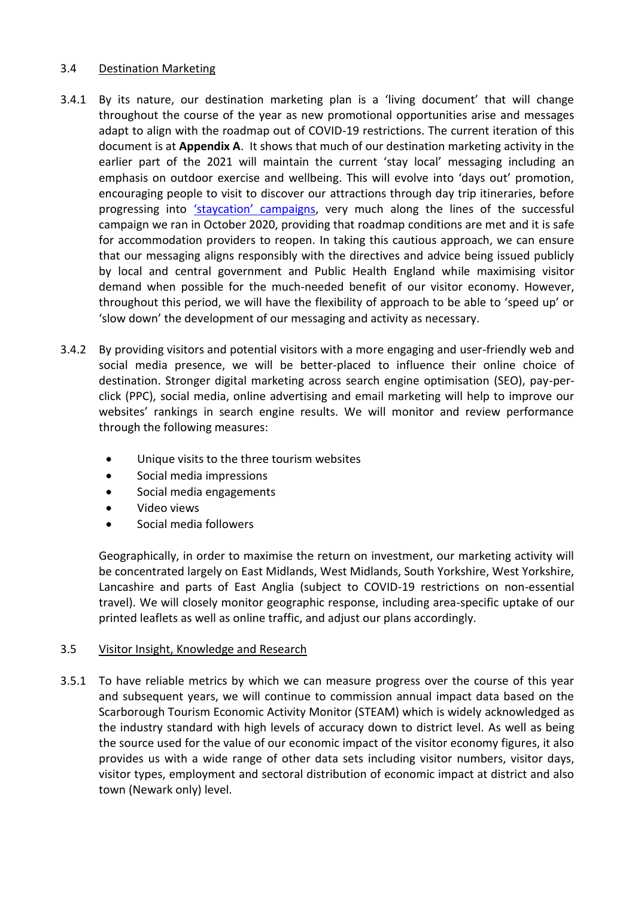### 3.4 Destination Marketing

3.4.1 By its nature, our destination marketing plan is a 'living document' that will change throughout the course of the year as new promotional opportunities arise and messages adapt to align with the roadmap out of COVID-19 restrictions. The current iteration of this document is at **Appendix A**. It shows that much of our destination marketing activity in the earlier part of the 2021 will maintain the current 'stay local' messaging including an emphasis on outdoor exercise and wellbeing. This will evolve into 'days out' promotion, encouraging people to visit to discover our attractions through day trip itineraries, before progressing into 'staycation' campaigns, very much along the lines of the successful campaign we ran in October 2020, providing that roadmap conditions are met and it is safe for accommodation providers to reopen. In taking this cautious approach, we can ensure that our messaging aligns responsibly with the directives and advice being issued publicly by local and central government and Public Health England while maximising visitor demand when possible for the much-needed benefit of our visitor economy. However, throughout this period, we will have the flexibility of approach to be able to 'speed up' or 'slow down' the development of our messaging and activity as necessary.

3.4.2 By providing visitors and potential visitors with a more engaging and user-friendly web and social media presence, we will be better-placed to influence their online choice of destination. Stronger digital marketing across search engine optimisation (SEO), pay-per-click (PPC), social media, online advertising and email marketing will help to improve our websites' rankings in search engine results. We will monitor and review performance through the following measures:

- Unique visits to the three tourism websites
- Social media impressions
- Social media engagements
- Video views
- Social media followers

Geographically, in order to maximise the return on investment, our marketing activity will be concentrated largely on East Midlands, West Midlands, South Yorkshire, West Yorkshire, Lancashire and parts of East Anglia (subject to COVID-19 restrictions on non-essential travel). We will closely monitor geographic response, including area-specific uptake of our printed leaflets as well as online traffic, and adjust our plans accordingly.

### 3.5 Visitor Insight, Knowledge and Research

3.5.1 To have reliable metrics by which we can measure progress over the course of this year and subsequent years, we will continue to commission annual impact data based on the Scarborough Tourism Economic Activity Monitor (STEAM) which is widely acknowledged as the industry standard with high levels of accuracy down to district level. As well as being the source used for the value of our economic impact of the visitor economy figures, it also provides us with a wide range of other data sets including visitor numbers, visitor days, visitor types, employment and sectoral distribution of economic impact at district and also town (Newark only) level.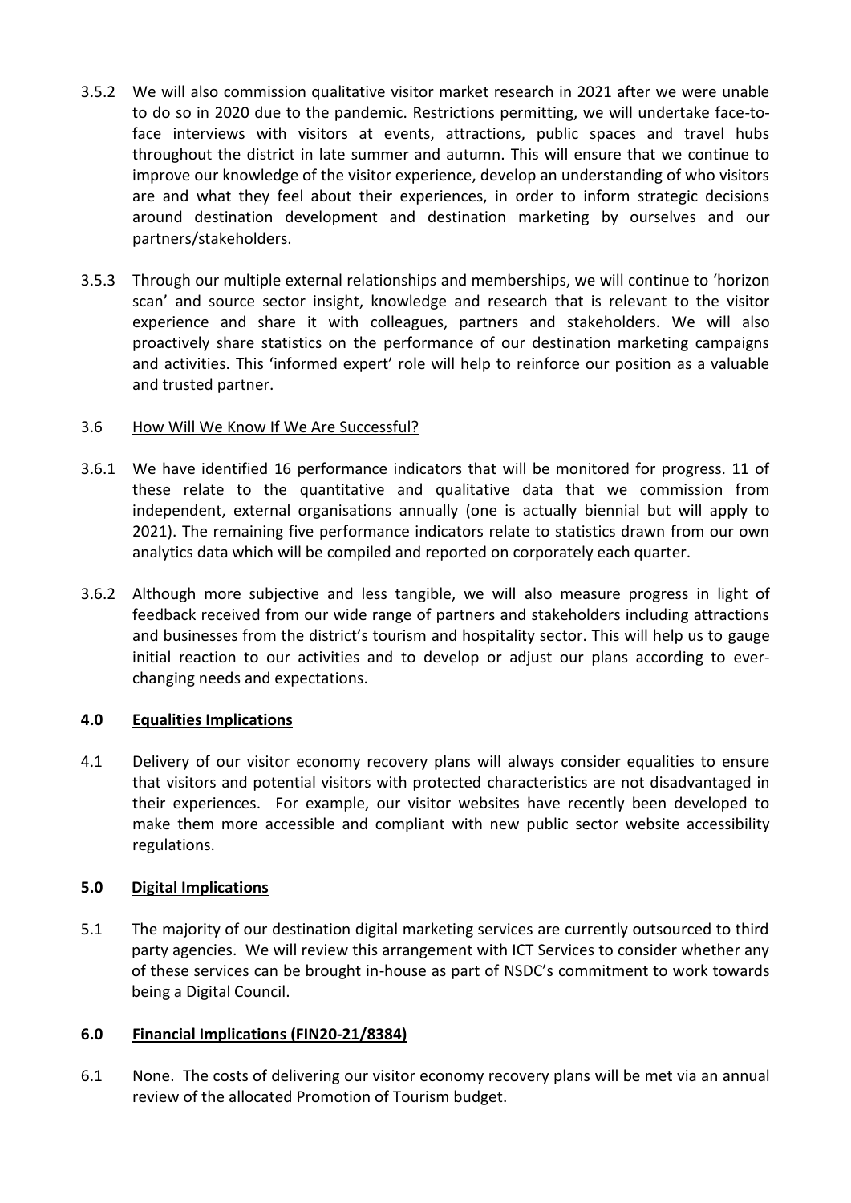3.5.2 We will also commission qualitative visitor market research in 2021 after we were unable to do so in 2020 due to the pandemic. Restrictions permitting, we will undertake face-to-face interviews with visitors at events, attractions, public spaces and travel hubs throughout the district in late summer and autumn. This will ensure that we continue to improve our knowledge of the visitor experience, develop an understanding of who visitors are and what they feel about their experiences, in order to inform strategic decisions around destination development and destination marketing by ourselves and our partners/stakeholders.

3.5.3 Through our multiple external relationships and memberships, we will continue to 'horizon scan' and source sector insight, knowledge and research that is relevant to the visitor experience and share it with colleagues, partners and stakeholders. We will also proactively share statistics on the performance of our destination marketing campaigns and activities. This 'informed expert' role will help to reinforce our position as a valuable and trusted partner.

3.6 How Will We Know If We Are Successful?

3.6.1 We have identified 16 performance indicators that will be monitored for progress. 11 of these relate to the quantitative and qualitative data that we commission from independent, external organisations annually (one is actually biennial but will apply to 2021). The remaining five performance indicators relate to statistics drawn from our own analytics data which will be compiled and reported on corporately each quarter.

3.6.2 Although more subjective and less tangible, we will also measure progress in light of feedback received from our wide range of partners and stakeholders including attractions and businesses from the district's tourism and hospitality sector. This will help us to gauge initial reaction to our activities and to develop or adjust our plans according to ever-changing needs and expectations.

## 4.0 Equalities Implications

4.1 Delivery of our visitor economy recovery plans will always consider equalities to ensure that visitors and potential visitors with protected characteristics are not disadvantaged in their experiences. For example, our visitor websites have recently been developed to make them more accessible and compliant with new public sector website accessibility regulations.

## 5.0 Digital Implications

5.1 The majority of our destination digital marketing services are currently outsourced to third party agencies. We will review this arrangement with ICT Services to consider whether any of these services can be brought in-house as part of NSDC's commitment to work towards being a Digital Council.

## 6.0 Financial Implications (FIN20-21/8384)

6.1 None. The costs of delivering our visitor economy recovery plans will be met via an annual review of the allocated Promotion of Tourism budget.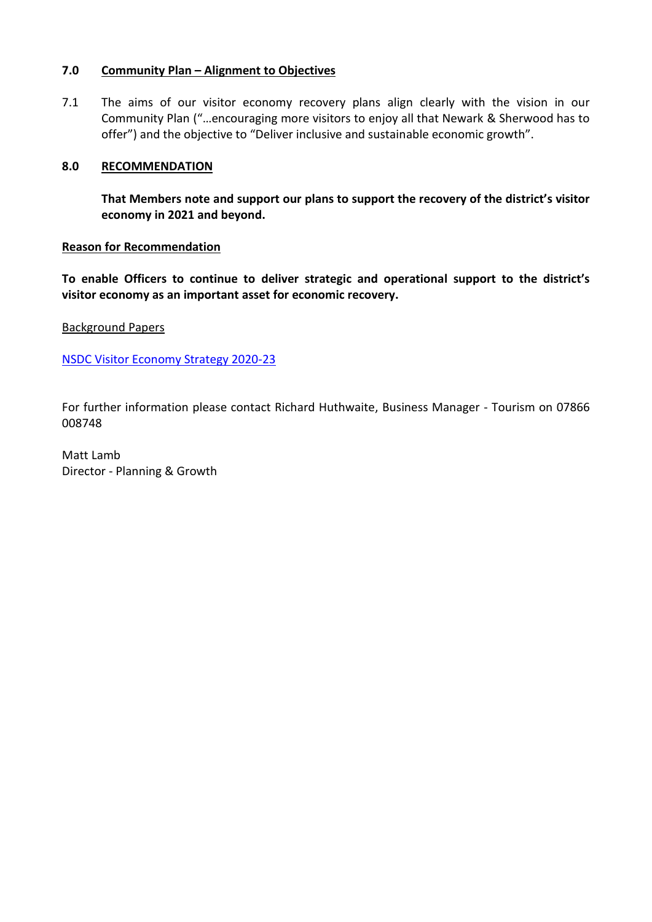## 7.0 Community Plan – Alignment to Objectives

7.1 The aims of our visitor economy recovery plans align clearly with the vision in our Community Plan ("…encouraging more visitors to enjoy all that Newark & Sherwood has to offer") and the objective to "Deliver inclusive and sustainable economic growth".

## 8.0 RECOMMENDATION

**That Members note and support our plans to support the recovery of the district's visitor economy in 2021 and beyond.**

**Reason for Recommendation**

**To enable Officers to continue to deliver strategic and operational support to the district's visitor economy as an important asset for economic recovery.**

Background Papers

NSDC Visitor Economy Strategy 2020-23

For further information please contact Richard Huthwaite, Business Manager - Tourism on 07866 008748

Matt Lamb
Director - Planning & Growth